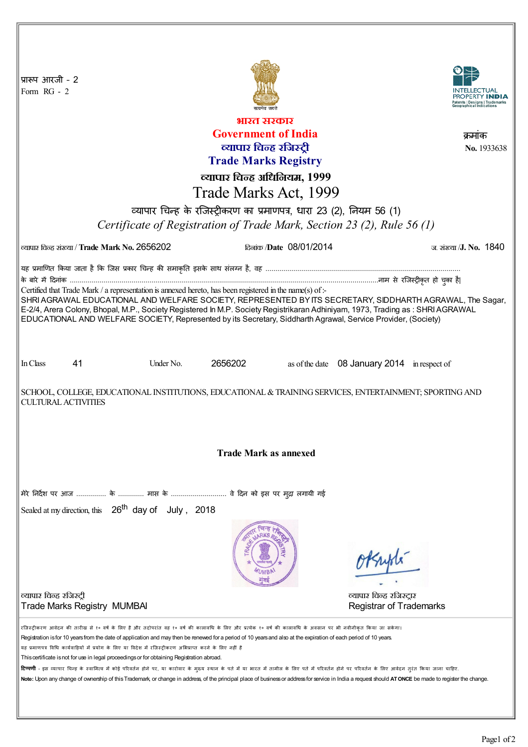प्रारूप आरजी - 2
Form RG - 2

सत्यमेव जयते

INTELLECTUAL PROPERTY INDIA
Patents | Designs | Trademarks
Geographical Indications

# भारत सरकार
# Government of India
## व्यापार चिन्ह रजिस्ट्री
## Trade Marks Registry

### व्यापार चिन्ह अधिनियम, 1999
### Trade Marks Act, 1999

क्रमांक
**No.** 1933638

व्यापार चिन्ह के रजिस्ट्रीकरण का प्रमाणपत्र, धारा 23 (2), नियम 56 (1)

*Certificate of Registration of Trade Mark, Section 23 (2), Rule 56 (1)*

व्यापार चिन्ह संख्या / **Trade Mark No.** 2656202 | दिनांक /**Date** 08/01/2014 | ज. संख्या /**J. No.** 1840

यह प्रमाणित किया जाता है कि जिस प्रकार चिन्ह की समाकृति इसके साथ संलग्न है, वह ..................................................................................................
के बारे में दिनांक ....................................................................................................................................नाम से रजिस्ट्रीकृत हो चुका है।

Certified that Trade Mark / a representation is annexed hereto, has been registered in the name(s) of :-

SHRI AGRAWAL EDUCATIONAL AND WELFARE SOCIETY, REPRESENTED BY ITS SECRETARY, SIDDHARTH AGRAWAL, The Sagar, E-2/4, Arera Colony, Bhopal, M.P., Society Registered In M.P. Society Registrikaran Adhiniyam, 1973, Trading as : SHRI AGRAWAL EDUCATIONAL AND WELFARE SOCIETY, Represented by its Secretary, Siddharth Agrawal, Service Provider, (Society)

In Class 41 Under No. 2656202 as of the date 08 January 2014 in respect of

SCHOOL, COLLEGE, EDUCATIONAL INSTITUTIONS, EDUCATIONAL & TRAINING SERVICES, ENTERTAINMENT; SPORTING AND CULTURAL ACTIVITIES

**Trade Mark as annexed**

मेरे निर्देश पर आज ............... के ............ मास के ............................ वे दिन को इस पर मुद्रा लगायी गई

Sealed at my direction, this 26th day of July , 2018

व्यापार चिन्ह रजिस्ट्री
Trade Marks Registry MUMBAI

व्यापार चिन्ह रजिस्ट्रार
Registrar of Trademarks

रजिस्ट्रीकरण आवेदन की तारीख से १० वर्ष के लिए है और तदोपरांत वह १० वर्ष की कालावधि के लिए और प्रत्येक १० वर्ष की कालावधि के अवसान पर भी नवीनीकृत किया जा सकेगा।

Registration is for 10 years from the date of application and may then be renewed for a period of 10 years and also at the expiration of each period of 10 years.

यह प्रमाणपत्र विधि कार्यवाहियों में प्रयोग के लिए या विदेश में रजिस्ट्रीकरण अभिप्राप्त करने के लिए नहीं है

This certificate is not for use in legal proceedings or for obtaining Registration abroad.

**टिप्पणी** - इस व्यापार चिन्ह के स्वामित्व में कोई परिवर्तन होने पर, या कारोबार के मुख्य स्थान के पते में या भारत में तामील के लिए पते में परिवर्तन होने पर परिवर्तन के लिए आवेदन तुरंत किया जाना चाहिए।

**Note:** Upon any change of ownership of this Trademark, or change in address, of the principal place of business or address for service in India a request should **AT ONCE** be made to register the change.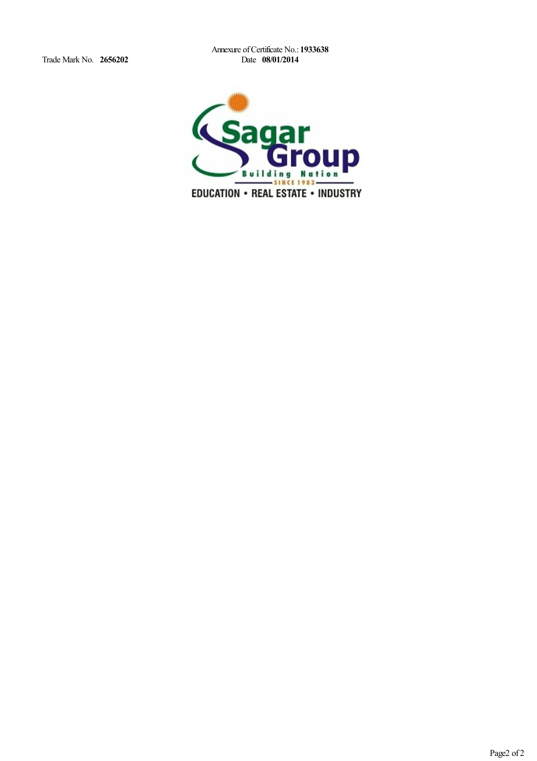Trade Mark No. **2656202**

Annexure of Certificate No.: **1933638**
Date **08/01/2014**

Sagar Group

Building Nation

SINCE 1983

EDUCATION • REAL ESTATE • INDUSTRY